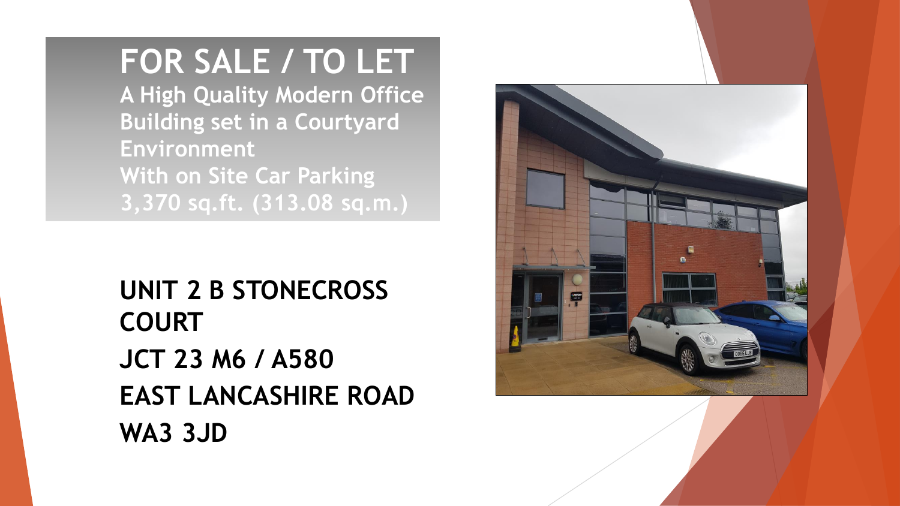# FOR SALE / TO LET

**A High Quality Modern Office Building set in a Courtyard Environment**
**With on Site Car Parking**
**3,370 sq.ft. (313.08 sq.m.)**

## UNIT 2 B STONECROSS COURT

## JCT 23 M6 / A580

## EAST LANCASHIRE ROAD

## WA3 3JD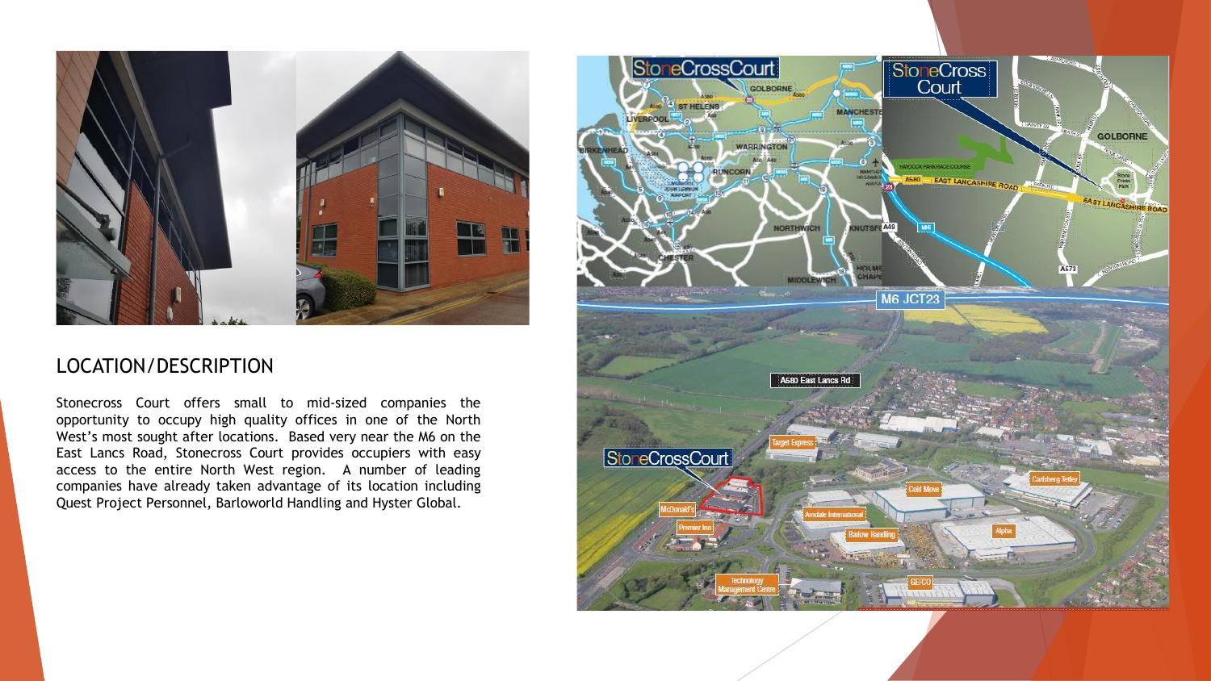## LOCATION/DESCRIPTION

Stonecross Court offers small to mid-sized companies the opportunity to occupy high quality offices in one of the North West's most sought after locations. Based very near the M6 on the East Lancs Road, Stonecross Court provides occupiers with easy access to the entire North West region. A number of leading companies have already taken advantage of its location including Quest Project Personnel, Barloworld Handling and Hyster Global.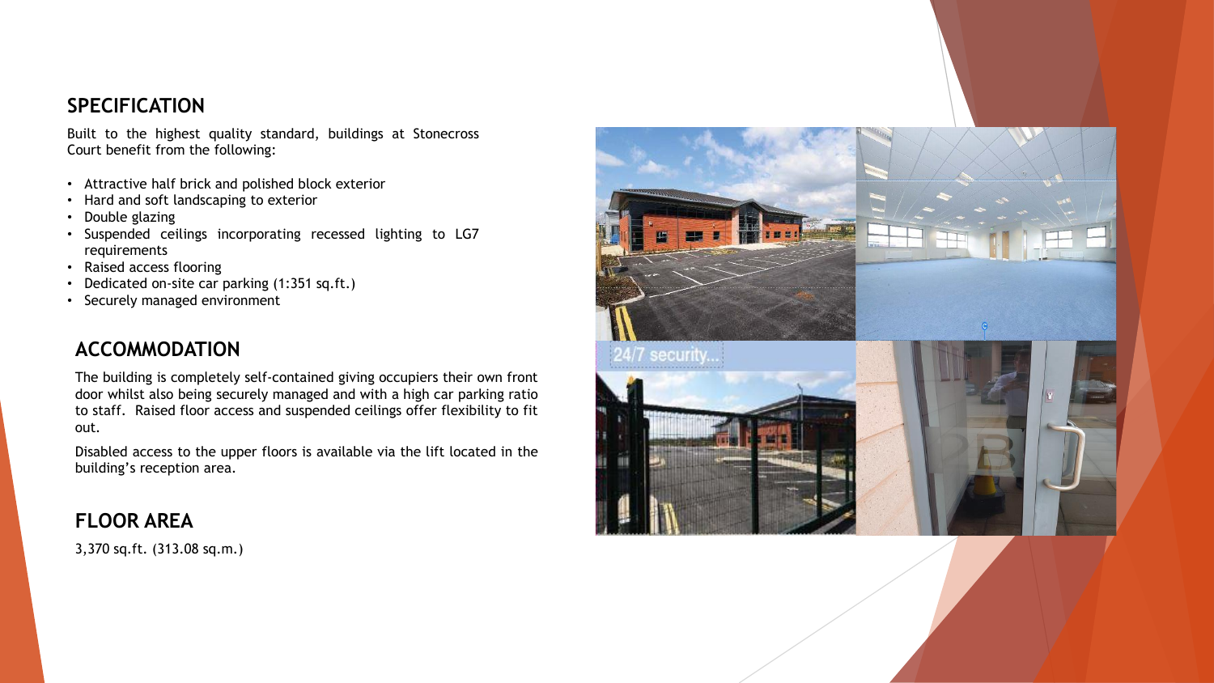## SPECIFICATION

Built to the highest quality standard, buildings at Stonecross Court benefit from the following:

- Attractive half brick and polished block exterior
- Hard and soft landscaping to exterior
- Double glazing
- Suspended ceilings incorporating recessed lighting to LG7 requirements
- Raised access flooring
- Dedicated on-site car parking (1:351 sq.ft.)
- Securely managed environment

## ACCOMMODATION

The building is completely self-contained giving occupiers their own front door whilst also being securely managed and with a high car parking ratio to staff. Raised floor access and suspended ceilings offer flexibility to fit out.

Disabled access to the upper floors is available via the lift located in the building's reception area.

## FLOOR AREA

3,370 sq.ft. (313.08 sq.m.)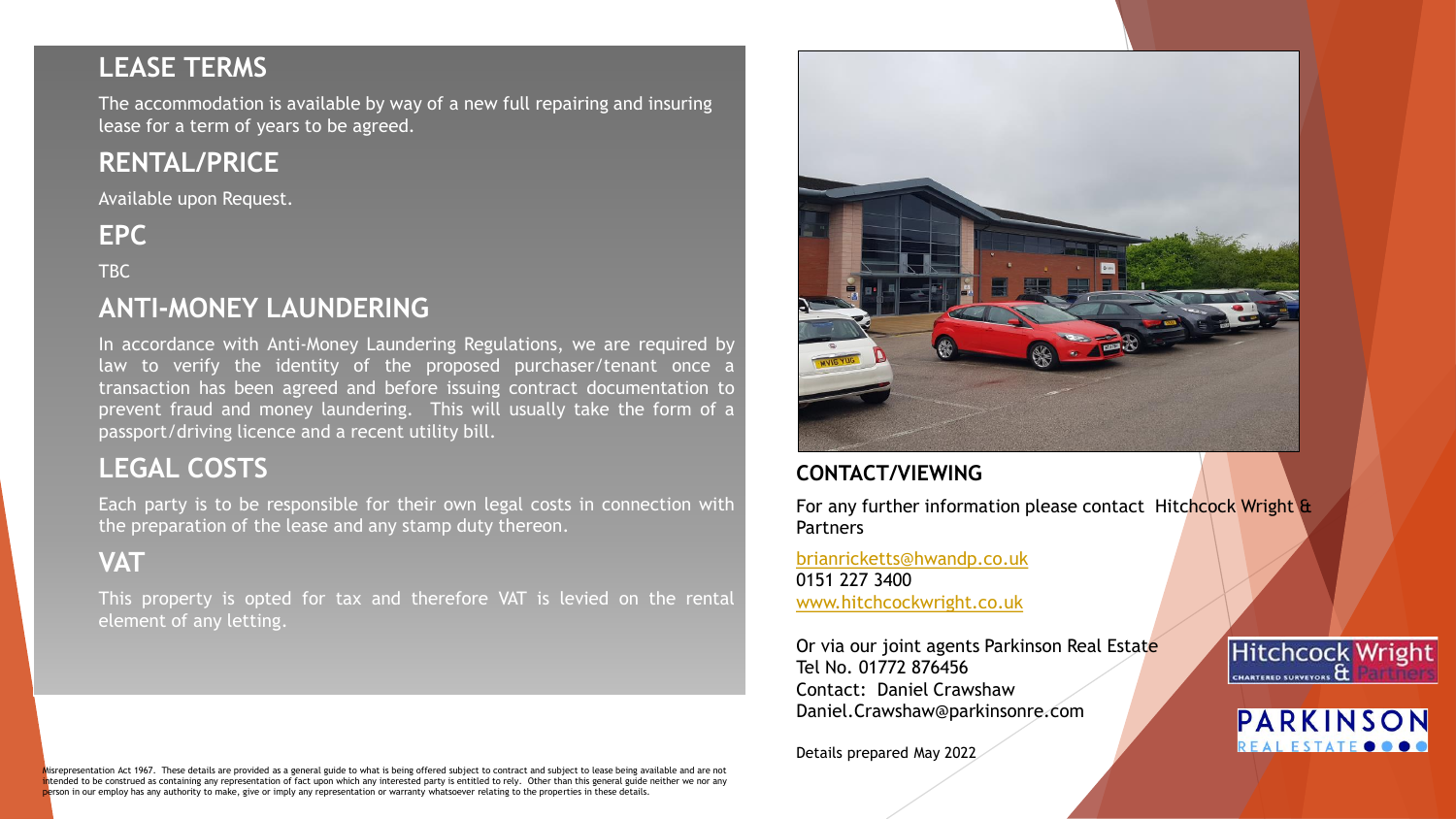## LEASE TERMS

The accommodation is available by way of a new full repairing and insuring lease for a term of years to be agreed.

## RENTAL/PRICE

Available upon Request.

## EPC

TBC

## ANTI-MONEY LAUNDERING

In accordance with Anti-Money Laundering Regulations, we are required by law to verify the identity of the proposed purchaser/tenant once a transaction has been agreed and before issuing contract documentation to prevent fraud and money laundering. This will usually take the form of a passport/driving licence and a recent utility bill.

## LEGAL COSTS

Each party is to be responsible for their own legal costs in connection with the preparation of the lease and any stamp duty thereon.

## VAT

This property is opted for tax and therefore VAT is levied on the rental element of any letting.

### CONTACT/VIEWING

For any further information please contact Hitchcock Wright & Partners

brianricketts@hwandp.co.uk
0151 227 3400
www.hitchcockwright.co.uk

Or via our joint agents Parkinson Real Estate
Tel No. 01772 876456
Contact: Daniel Crawshaw
Daniel.Crawshaw@parkinsonre.com

Details prepared May 2022

Misrepresentation Act 1967. These details are provided as a general guide to what is being offered subject to contract and subject to lease being available and are not intended to be construed as containing any representation of fact upon which any interested party is entitled to rely. Other than this general guide neither we nor any person in our employ has any authority to make, give or imply any representation or warranty whatsoever relating to the properties in these details.